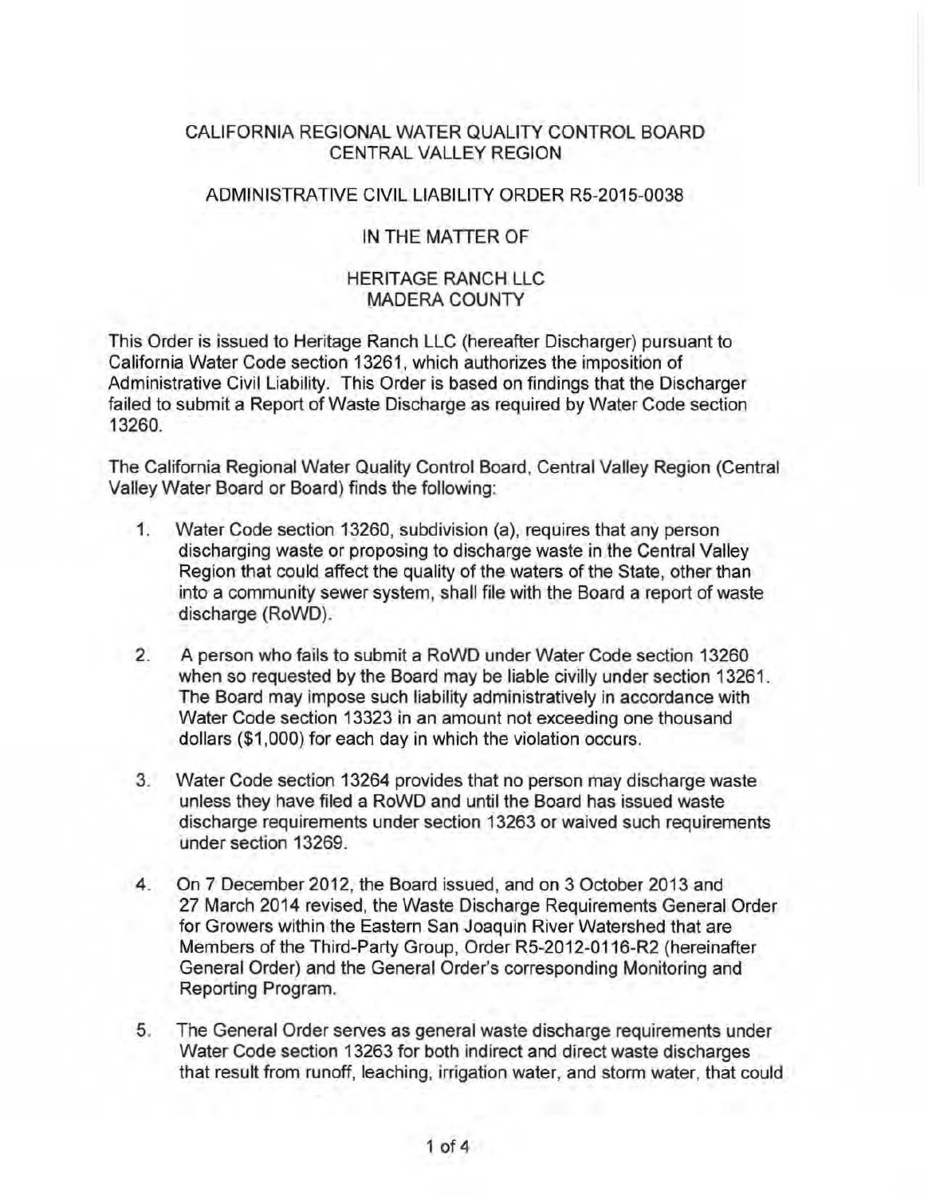# CALIFORNIA REGIONAL WATER QUALITY CONTROL BOARD
# CENTRAL VALLEY REGION

## ADMINISTRATIVE CIVIL LIABILITY ORDER R5-2015-0038

## IN THE MATTER OF

## HERITAGE RANCH LLC
## MADERA COUNTY

This Order is issued to Heritage Ranch LLC (hereafter Discharger) pursuant to California Water Code section 13261, which authorizes the imposition of Administrative Civil Liability. This Order is based on findings that the Discharger failed to submit a Report of Waste Discharge as required by Water Code section 13260.

The California Regional Water Quality Control Board, Central Valley Region (Central Valley Water Board or Board) finds the following:

1. Water Code section 13260, subdivision (a), requires that any person discharging waste or proposing to discharge waste in the Central Valley Region that could affect the quality of the waters of the State, other than into a community sewer system, shall file with the Board a report of waste discharge (RoWD).

2. A person who fails to submit a RoWD under Water Code section 13260 when so requested by the Board may be liable civilly under section 13261. The Board may impose such liability administratively in accordance with Water Code section 13323 in an amount not exceeding one thousand dollars ($1,000) for each day in which the violation occurs.

3. Water Code section 13264 provides that no person may discharge waste unless they have filed a RoWD and until the Board has issued waste discharge requirements under section 13263 or waived such requirements under section 13269.

4. On 7 December 2012, the Board issued, and on 3 October 2013 and 27 March 2014 revised, the Waste Discharge Requirements General Order for Growers within the Eastern San Joaquin River Watershed that are Members of the Third-Party Group, Order R5-2012-0116-R2 (hereinafter General Order) and the General Order's corresponding Monitoring and Reporting Program.

5. The General Order serves as general waste discharge requirements under Water Code section 13263 for both indirect and direct waste discharges that result from runoff, leaching, irrigation water, and storm water, that could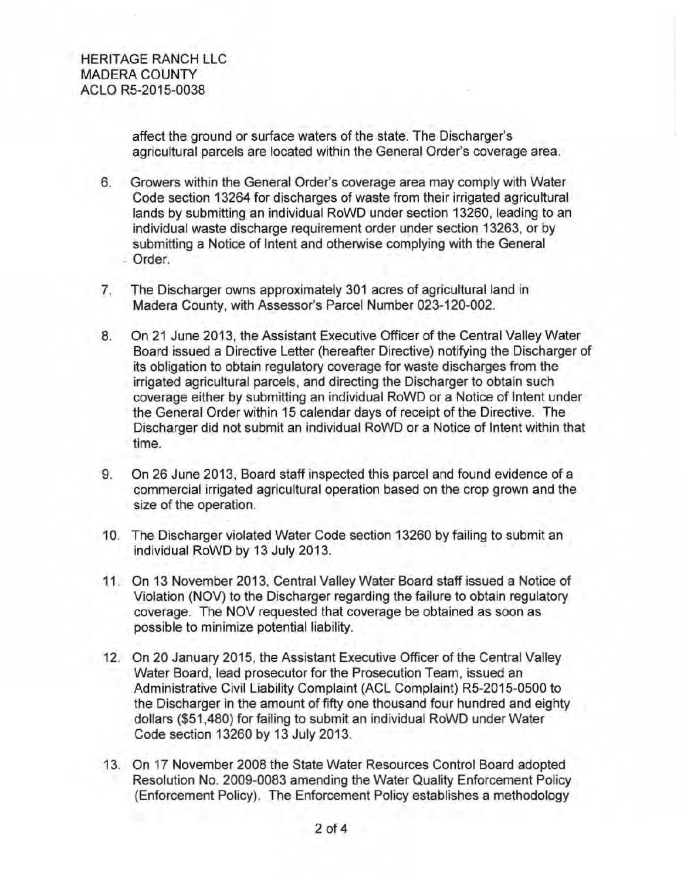affect the ground or surface waters of the state. The Discharger's agricultural parcels are located within the General Order's coverage area.

6. Growers within the General Order's coverage area may comply with Water Code section 13264 for discharges of waste from their irrigated agricultural lands by submitting an individual RoWD under section 13260, leading to an individual waste discharge requirement order under section 13263, or by submitting a Notice of Intent and otherwise complying with the General Order.

7. The Discharger owns approximately 301 acres of agricultural land in Madera County, with Assessor's Parcel Number 023-120-002.

8. On 21 June 2013, the Assistant Executive Officer of the Central Valley Water Board issued a Directive Letter (hereafter Directive) notifying the Discharger of its obligation to obtain regulatory coverage for waste discharges from the irrigated agricultural parcels, and directing the Discharger to obtain such coverage either by submitting an individual RoWD or a Notice of Intent under the General Order within 15 calendar days of receipt of the Directive. The Discharger did not submit an individual RoWD or a Notice of Intent within that time.

9. On 26 June 2013, Board staff inspected this parcel and found evidence of a commercial irrigated agricultural operation based on the crop grown and the size of the operation.

10. The Discharger violated Water Code section 13260 by failing to submit an individual RoWD by 13 July 2013.

11. On 13 November 2013, Central Valley Water Board staff issued a Notice of Violation (NOV) to the Discharger regarding the failure to obtain regulatory coverage. The NOV requested that coverage be obtained as soon as possible to minimize potential liability.

12. On 20 January 2015, the Assistant Executive Officer of the Central Valley Water Board, lead prosecutor for the Prosecution Team, issued an Administrative Civil Liability Complaint (ACL Complaint) R5-2015-0500 to the Discharger in the amount of fifty one thousand four hundred and eighty dollars ($51,480) for failing to submit an individual RoWD under Water Code section 13260 by 13 July 2013.

13. On 17 November 2008 the State Water Resources Control Board adopted Resolution No. 2009-0083 amending the Water Quality Enforcement Policy (Enforcement Policy). The Enforcement Policy establishes a methodology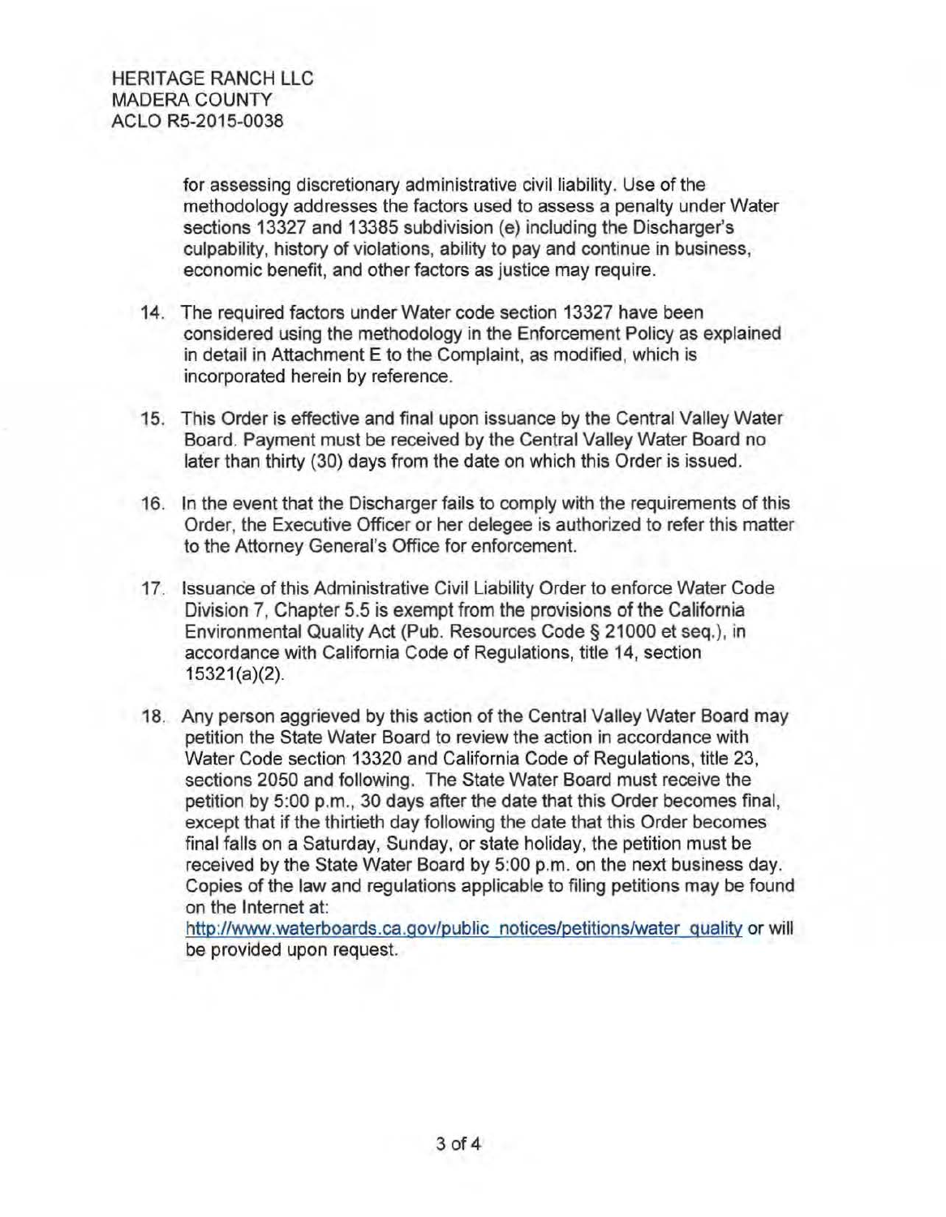for assessing discretionary administrative civil liability. Use of the methodology addresses the factors used to assess a penalty under Water sections 13327 and 13385 subdivision (e) including the Discharger's culpability, history of violations, ability to pay and continue in business, economic benefit, and other factors as justice may require.

14. The required factors under Water code section 13327 have been considered using the methodology in the Enforcement Policy as explained in detail in Attachment E to the Complaint, as modified, which is incorporated herein by reference.

15. This Order is effective and final upon issuance by the Central Valley Water Board. Payment must be received by the Central Valley Water Board no later than thirty (30) days from the date on which this Order is issued.

16. In the event that the Discharger fails to comply with the requirements of this Order, the Executive Officer or her delegee is authorized to refer this matter to the Attorney General's Office for enforcement.

17. Issuance of this Administrative Civil Liability Order to enforce Water Code Division 7, Chapter 5.5 is exempt from the provisions of the California Environmental Quality Act (Pub. Resources Code § 21000 et seq.), in accordance with California Code of Regulations, title 14, section 15321(a)(2).

18. Any person aggrieved by this action of the Central Valley Water Board may petition the State Water Board to review the action in accordance with Water Code section 13320 and California Code of Regulations, title 23, sections 2050 and following. The State Water Board must receive the petition by 5:00 p.m., 30 days after the date that this Order becomes final, except that if the thirtieth day following the date that this Order becomes final falls on a Saturday, Sunday, or state holiday, the petition must be received by the State Water Board by 5:00 p.m. on the next business day. Copies of the law and regulations applicable to filing petitions may be found on the Internet at: http://www.waterboards.ca.gov/public_notices/petitions/water_quality or will be provided upon request.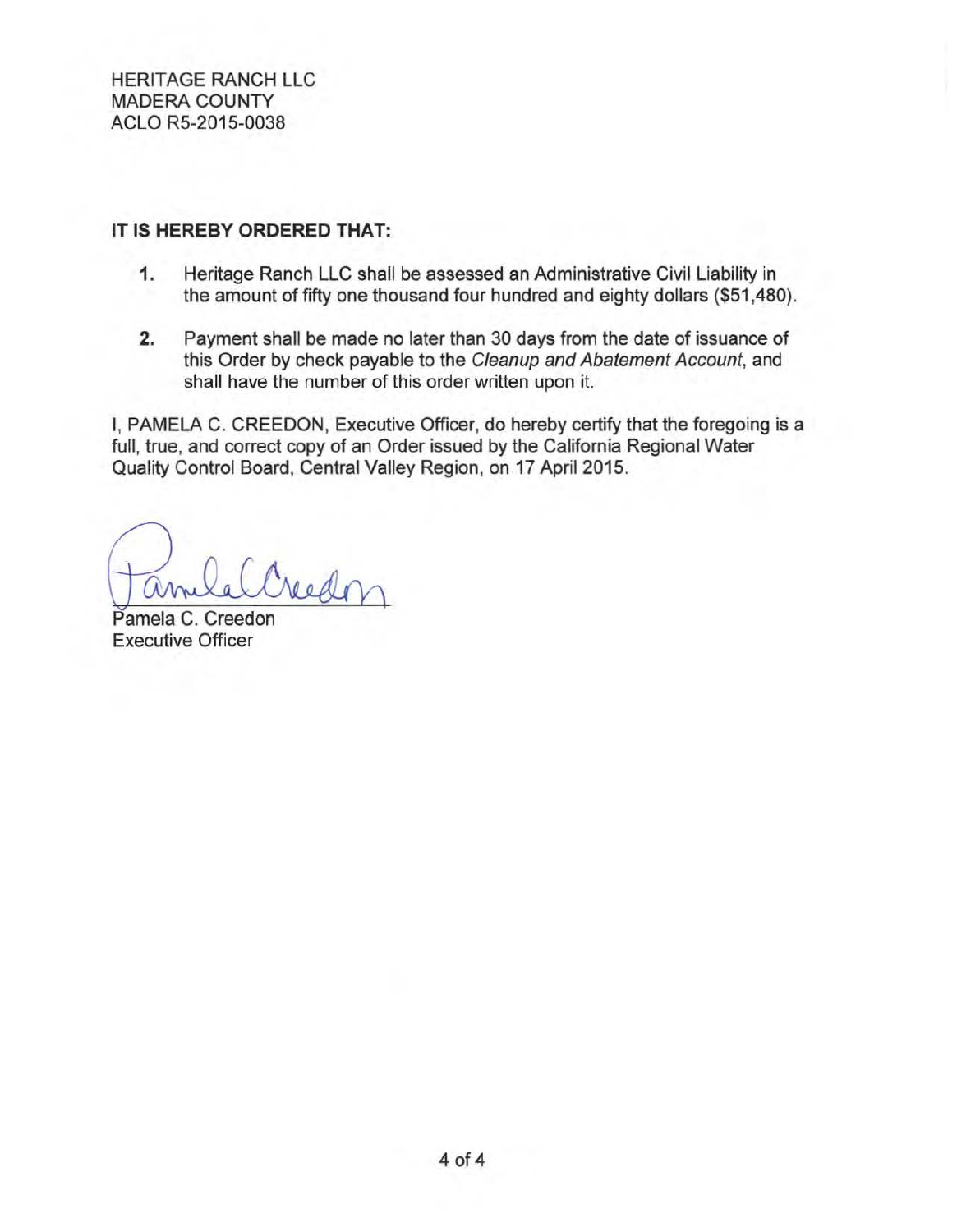HERITAGE RANCH LLC
MADERA COUNTY
ACLO R5-2015-0038

**IT IS HEREBY ORDERED THAT:**

1. Heritage Ranch LLC shall be assessed an Administrative Civil Liability in the amount of fifty one thousand four hundred and eighty dollars ($51,480).

2. Payment shall be made no later than 30 days from the date of issuance of this Order by check payable to the *Cleanup and Abatement Account*, and shall have the number of this order written upon it.

I, PAMELA C. CREEDON, Executive Officer, do hereby certify that the foregoing is a full, true, and correct copy of an Order issued by the California Regional Water Quality Control Board, Central Valley Region, on 17 April 2015.

Pamela C. Creedon
Executive Officer